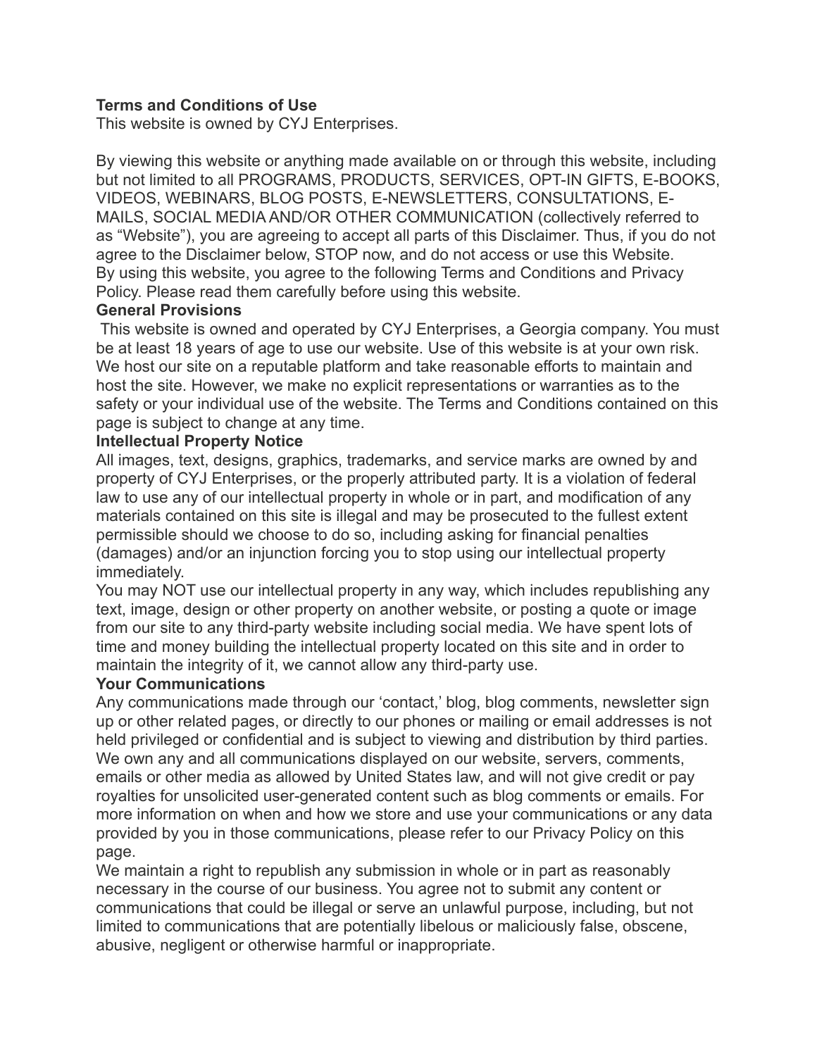**Terms and Conditions of Use**

This website is owned by CYJ Enterprises.

By viewing this website or anything made available on or through this website, including but not limited to all PROGRAMS, PRODUCTS, SERVICES, OPT-IN GIFTS, E-BOOKS, VIDEOS, WEBINARS, BLOG POSTS, E-NEWSLETTERS, CONSULTATIONS, E-MAILS, SOCIAL MEDIA AND/OR OTHER COMMUNICATION (collectively referred to as "Website"), you are agreeing to accept all parts of this Disclaimer. Thus, if you do not agree to the Disclaimer below, STOP now, and do not access or use this Website. By using this website, you agree to the following Terms and Conditions and Privacy Policy. Please read them carefully before using this website.

**General Provisions**

This website is owned and operated by CYJ Enterprises, a Georgia company. You must be at least 18 years of age to use our website. Use of this website is at your own risk. We host our site on a reputable platform and take reasonable efforts to maintain and host the site. However, we make no explicit representations or warranties as to the safety or your individual use of the website. The Terms and Conditions contained on this page is subject to change at any time.

**Intellectual Property Notice**

All images, text, designs, graphics, trademarks, and service marks are owned by and property of CYJ Enterprises, or the properly attributed party. It is a violation of federal law to use any of our intellectual property in whole or in part, and modification of any materials contained on this site is illegal and may be prosecuted to the fullest extent permissible should we choose to do so, including asking for financial penalties (damages) and/or an injunction forcing you to stop using our intellectual property immediately.

You may NOT use our intellectual property in any way, which includes republishing any text, image, design or other property on another website, or posting a quote or image from our site to any third-party website including social media. We have spent lots of time and money building the intellectual property located on this site and in order to maintain the integrity of it, we cannot allow any third-party use.

**Your Communications**

Any communications made through our 'contact,' blog, blog comments, newsletter sign up or other related pages, or directly to our phones or mailing or email addresses is not held privileged or confidential and is subject to viewing and distribution by third parties. We own any and all communications displayed on our website, servers, comments, emails or other media as allowed by United States law, and will not give credit or pay royalties for unsolicited user-generated content such as blog comments or emails. For more information on when and how we store and use your communications or any data provided by you in those communications, please refer to our Privacy Policy on this page.

We maintain a right to republish any submission in whole or in part as reasonably necessary in the course of our business. You agree not to submit any content or communications that could be illegal or serve an unlawful purpose, including, but not limited to communications that are potentially libelous or maliciously false, obscene, abusive, negligent or otherwise harmful or inappropriate.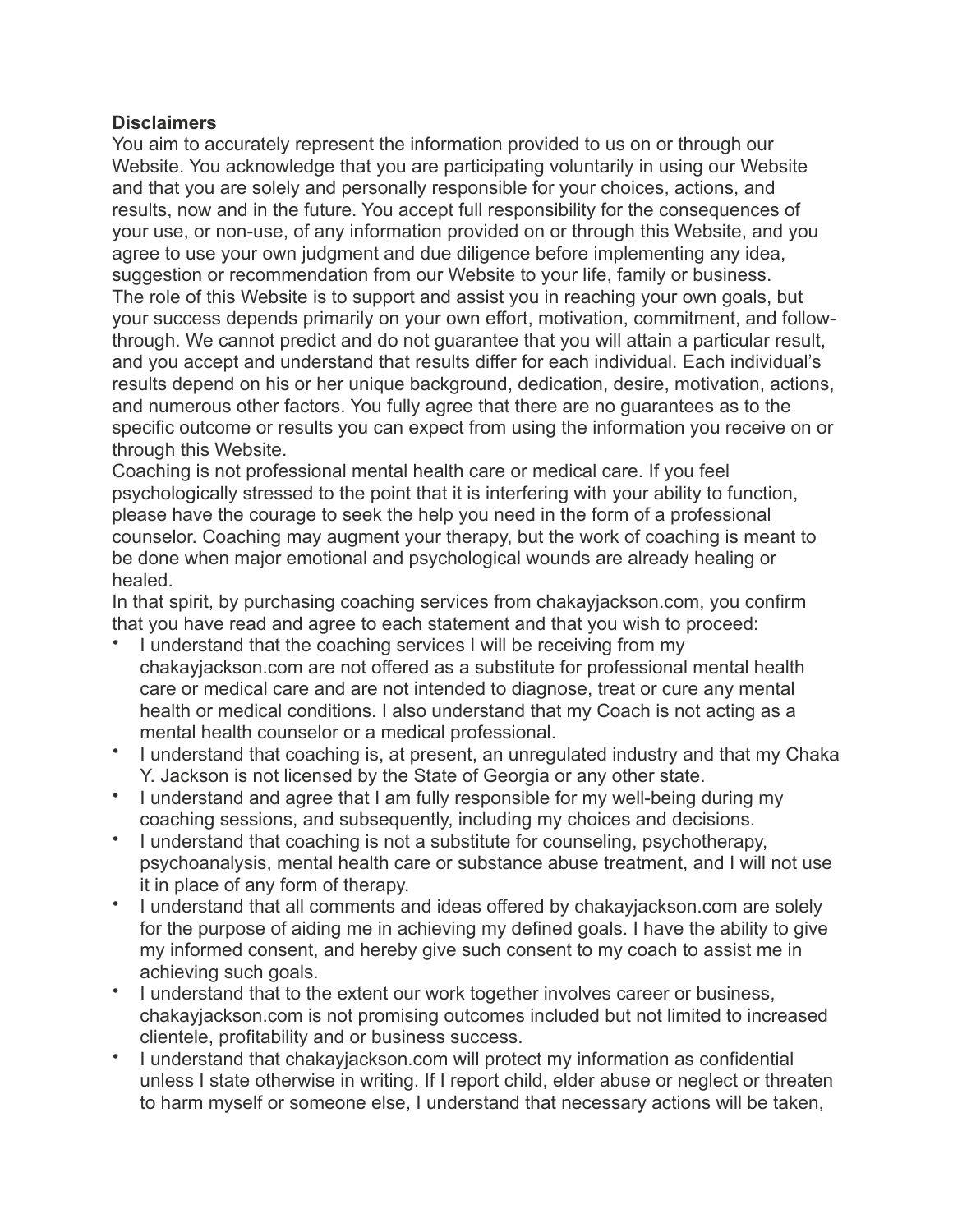**Disclaimers**

You aim to accurately represent the information provided to us on or through our Website. You acknowledge that you are participating voluntarily in using our Website and that you are solely and personally responsible for your choices, actions, and results, now and in the future. You accept full responsibility for the consequences of your use, or non-use, of any information provided on or through this Website, and you agree to use your own judgment and due diligence before implementing any idea, suggestion or recommendation from our Website to your life, family or business.

The role of this Website is to support and assist you in reaching your own goals, but your success depends primarily on your own effort, motivation, commitment, and follow-through. We cannot predict and do not guarantee that you will attain a particular result, and you accept and understand that results differ for each individual. Each individual's results depend on his or her unique background, dedication, desire, motivation, actions, and numerous other factors. You fully agree that there are no guarantees as to the specific outcome or results you can expect from using the information you receive on or through this Website.

Coaching is not professional mental health care or medical care. If you feel psychologically stressed to the point that it is interfering with your ability to function, please have the courage to seek the help you need in the form of a professional counselor. Coaching may augment your therapy, but the work of coaching is meant to be done when major emotional and psychological wounds are already healing or healed.

In that spirit, by purchasing coaching services from chakayjackson.com, you confirm that you have read and agree to each statement and that you wish to proceed:

- I understand that the coaching services I will be receiving from my chakayjackson.com are not offered as a substitute for professional mental health care or medical care and are not intended to diagnose, treat or cure any mental health or medical conditions. I also understand that my Coach is not acting as a mental health counselor or a medical professional.
- I understand that coaching is, at present, an unregulated industry and that my Chaka Y. Jackson is not licensed by the State of Georgia or any other state.
- I understand and agree that I am fully responsible for my well-being during my coaching sessions, and subsequently, including my choices and decisions.
- I understand that coaching is not a substitute for counseling, psychotherapy, psychoanalysis, mental health care or substance abuse treatment, and I will not use it in place of any form of therapy.
- I understand that all comments and ideas offered by chakayjackson.com are solely for the purpose of aiding me in achieving my defined goals. I have the ability to give my informed consent, and hereby give such consent to my coach to assist me in achieving such goals.
- I understand that to the extent our work together involves career or business, chakayjackson.com is not promising outcomes included but not limited to increased clientele, profitability and or business success.
- I understand that chakayjackson.com will protect my information as confidential unless I state otherwise in writing. If I report child, elder abuse or neglect or threaten to harm myself or someone else, I understand that necessary actions will be taken,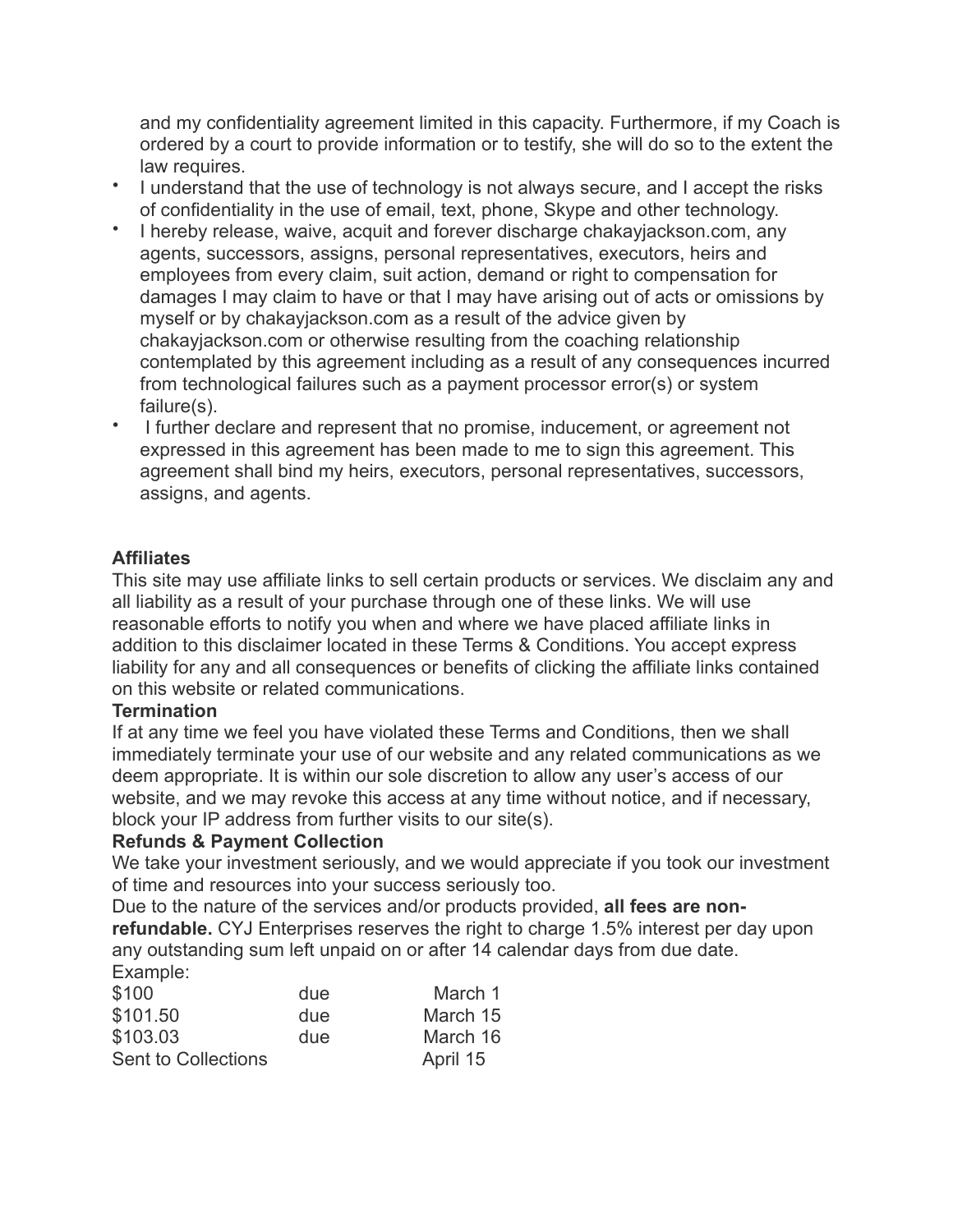and my confidentiality agreement limited in this capacity. Furthermore, if my Coach is ordered by a court to provide information or to testify, she will do so to the extent the law requires.

- I understand that the use of technology is not always secure, and I accept the risks of confidentiality in the use of email, text, phone, Skype and other technology.
- I hereby release, waive, acquit and forever discharge chakayjackson.com, any agents, successors, assigns, personal representatives, executors, heirs and employees from every claim, suit action, demand or right to compensation for damages I may claim to have or that I may have arising out of acts or omissions by myself or by chakayjackson.com as a result of the advice given by chakayjackson.com or otherwise resulting from the coaching relationship contemplated by this agreement including as a result of any consequences incurred from technological failures such as a payment processor error(s) or system failure(s).
- I further declare and represent that no promise, inducement, or agreement not expressed in this agreement has been made to me to sign this agreement. This agreement shall bind my heirs, executors, personal representatives, successors, assigns, and agents.

**Affiliates**

This site may use affiliate links to sell certain products or services. We disclaim any and all liability as a result of your purchase through one of these links. We will use reasonable efforts to notify you when and where we have placed affiliate links in addition to this disclaimer located in these Terms & Conditions. You accept express liability for any and all consequences or benefits of clicking the affiliate links contained on this website or related communications.

**Termination**

If at any time we feel you have violated these Terms and Conditions, then we shall immediately terminate your use of our website and any related communications as we deem appropriate. It is within our sole discretion to allow any user's access of our website, and we may revoke this access at any time without notice, and if necessary, block your IP address from further visits to our site(s).

**Refunds & Payment Collection**

We take your investment seriously, and we would appreciate if you took our investment of time and resources into your success seriously too.

Due to the nature of the services and/or products provided, **all fees are non-refundable.** CYJ Enterprises reserves the right to charge 1.5% interest per day upon any outstanding sum left unpaid on or after 14 calendar days from due date.

Example:

| | | |
|---|---|---|
| $100 | due | March 1 |
| $101.50 | due | March 15 |
| $103.03 | due | March 16 |
| Sent to Collections | | April 15 |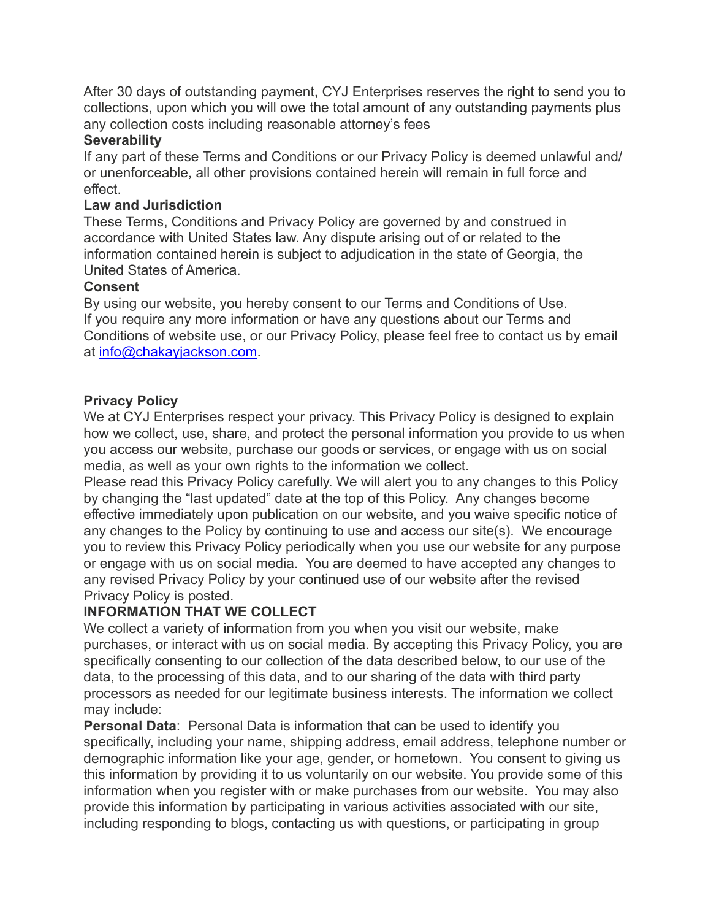After 30 days of outstanding payment, CYJ Enterprises reserves the right to send you to collections, upon which you will owe the total amount of any outstanding payments plus any collection costs including reasonable attorney's fees

**Severability**

If any part of these Terms and Conditions or our Privacy Policy is deemed unlawful and/or unenforceable, all other provisions contained herein will remain in full force and effect.

**Law and Jurisdiction**

These Terms, Conditions and Privacy Policy are governed by and construed in accordance with United States law. Any dispute arising out of or related to the information contained herein is subject to adjudication in the state of Georgia, the United States of America.

**Consent**

By using our website, you hereby consent to our Terms and Conditions of Use. If you require any more information or have any questions about our Terms and Conditions of website use, or our Privacy Policy, please feel free to contact us by email at [info@chakayjackson.com](mailto:info@chakayjackson.com).

**Privacy Policy**

We at CYJ Enterprises respect your privacy. This Privacy Policy is designed to explain how we collect, use, share, and protect the personal information you provide to us when you access our website, purchase our goods or services, or engage with us on social media, as well as your own rights to the information we collect.

Please read this Privacy Policy carefully. We will alert you to any changes to this Policy by changing the "last updated" date at the top of this Policy. Any changes become effective immediately upon publication on our website, and you waive specific notice of any changes to the Policy by continuing to use and access our site(s). We encourage you to review this Privacy Policy periodically when you use our website for any purpose or engage with us on social media. You are deemed to have accepted any changes to any revised Privacy Policy by your continued use of our website after the revised Privacy Policy is posted.

**INFORMATION THAT WE COLLECT**

We collect a variety of information from you when you visit our website, make purchases, or interact with us on social media. By accepting this Privacy Policy, you are specifically consenting to our collection of the data described below, to our use of the data, to the processing of this data, and to our sharing of the data with third party processors as needed for our legitimate business interests. The information we collect may include:

**Personal Data**: Personal Data is information that can be used to identify you specifically, including your name, shipping address, email address, telephone number or demographic information like your age, gender, or hometown. You consent to giving us this information by providing it to us voluntarily on our website. You provide some of this information when you register with or make purchases from our website. You may also provide this information by participating in various activities associated with our site, including responding to blogs, contacting us with questions, or participating in group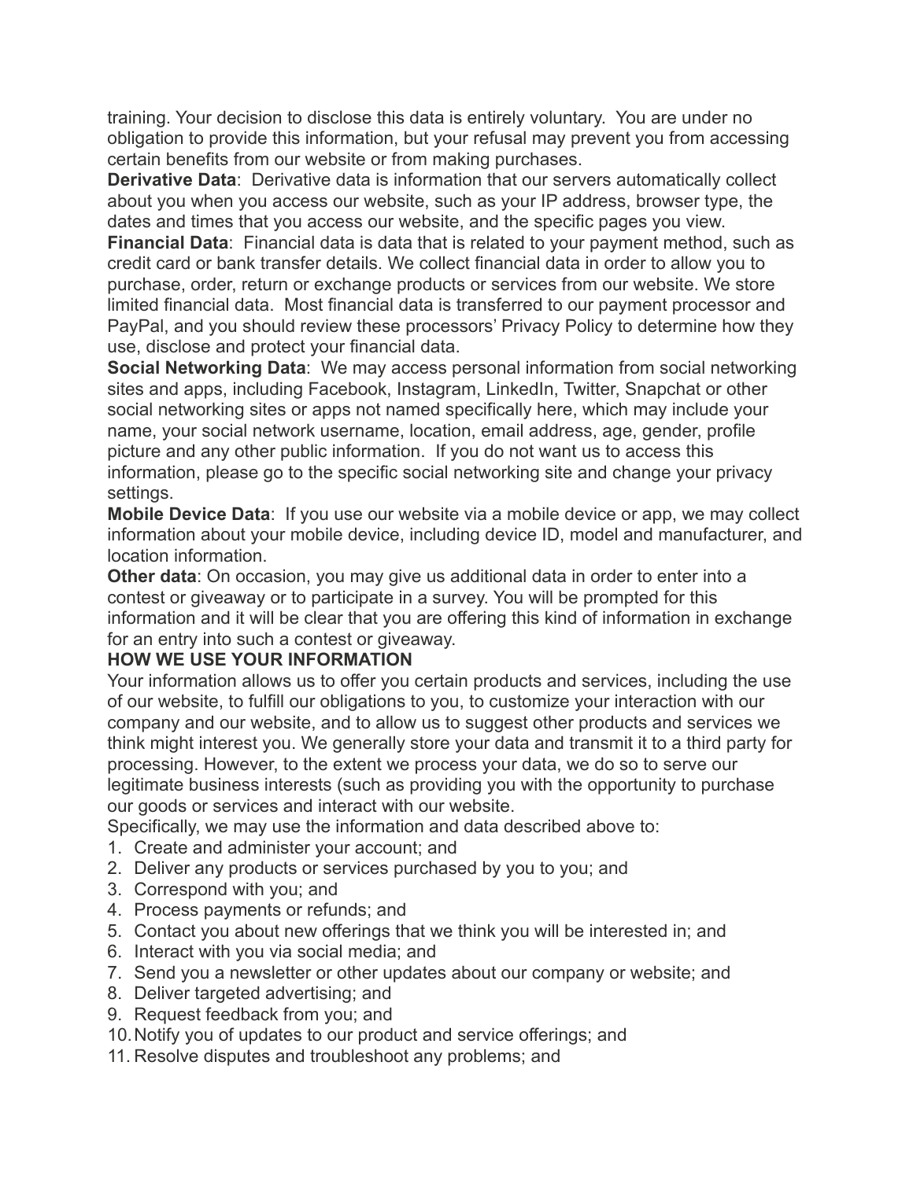training. Your decision to disclose this data is entirely voluntary. You are under no obligation to provide this information, but your refusal may prevent you from accessing certain benefits from our website or from making purchases.

**Derivative Data**: Derivative data is information that our servers automatically collect about you when you access our website, such as your IP address, browser type, the dates and times that you access our website, and the specific pages you view.

**Financial Data**: Financial data is data that is related to your payment method, such as credit card or bank transfer details. We collect financial data in order to allow you to purchase, order, return or exchange products or services from our website. We store limited financial data. Most financial data is transferred to our payment processor and PayPal, and you should review these processors' Privacy Policy to determine how they use, disclose and protect your financial data.

**Social Networking Data**: We may access personal information from social networking sites and apps, including Facebook, Instagram, LinkedIn, Twitter, Snapchat or other social networking sites or apps not named specifically here, which may include your name, your social network username, location, email address, age, gender, profile picture and any other public information. If you do not want us to access this information, please go to the specific social networking site and change your privacy settings.

**Mobile Device Data**: If you use our website via a mobile device or app, we may collect information about your mobile device, including device ID, model and manufacturer, and location information.

**Other data**: On occasion, you may give us additional data in order to enter into a contest or giveaway or to participate in a survey. You will be prompted for this information and it will be clear that you are offering this kind of information in exchange for an entry into such a contest or giveaway.

**HOW WE USE YOUR INFORMATION**

Your information allows us to offer you certain products and services, including the use of our website, to fulfill our obligations to you, to customize your interaction with our company and our website, and to allow us to suggest other products and services we think might interest you. We generally store your data and transmit it to a third party for processing. However, to the extent we process your data, we do so to serve our legitimate business interests (such as providing you with the opportunity to purchase our goods or services and interact with our website.

Specifically, we may use the information and data described above to:

1. Create and administer your account; and
2. Deliver any products or services purchased by you to you; and
3. Correspond with you; and
4. Process payments or refunds; and
5. Contact you about new offerings that we think you will be interested in; and
6. Interact with you via social media; and
7. Send you a newsletter or other updates about our company or website; and
8. Deliver targeted advertising; and
9. Request feedback from you; and
10. Notify you of updates to our product and service offerings; and
11. Resolve disputes and troubleshoot any problems; and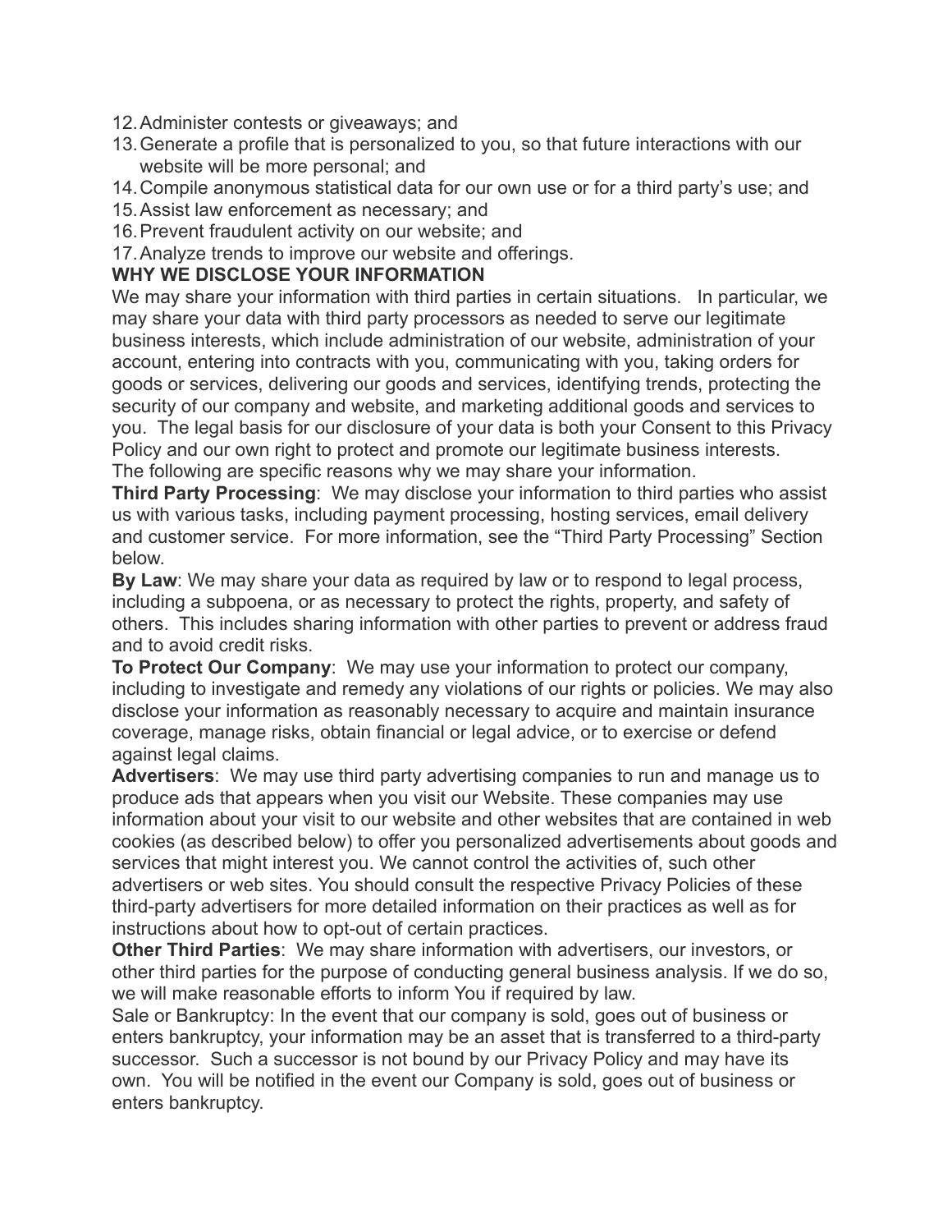12. Administer contests or giveaways; and
13. Generate a profile that is personalized to you, so that future interactions with our website will be more personal; and
14. Compile anonymous statistical data for our own use or for a third party's use; and
15. Assist law enforcement as necessary; and
16. Prevent fraudulent activity on our website; and
17. Analyze trends to improve our website and offerings.

**WHY WE DISCLOSE YOUR INFORMATION**

We may share your information with third parties in certain situations. In particular, we may share your data with third party processors as needed to serve our legitimate business interests, which include administration of our website, administration of your account, entering into contracts with you, communicating with you, taking orders for goods or services, delivering our goods and services, identifying trends, protecting the security of our company and website, and marketing additional goods and services to you. The legal basis for our disclosure of your data is both your Consent to this Privacy Policy and our own right to protect and promote our legitimate business interests.
The following are specific reasons why we may share your information.

**Third Party Processing**: We may disclose your information to third parties who assist us with various tasks, including payment processing, hosting services, email delivery and customer service. For more information, see the "Third Party Processing" Section below.

**By Law**: We may share your data as required by law or to respond to legal process, including a subpoena, or as necessary to protect the rights, property, and safety of others. This includes sharing information with other parties to prevent or address fraud and to avoid credit risks.

**To Protect Our Company**: We may use your information to protect our company, including to investigate and remedy any violations of our rights or policies. We may also disclose your information as reasonably necessary to acquire and maintain insurance coverage, manage risks, obtain financial or legal advice, or to exercise or defend against legal claims.

**Advertisers**: We may use third party advertising companies to run and manage us to produce ads that appears when you visit our Website. These companies may use information about your visit to our website and other websites that are contained in web cookies (as described below) to offer you personalized advertisements about goods and services that might interest you. We cannot control the activities of, such other advertisers or web sites. You should consult the respective Privacy Policies of these third-party advertisers for more detailed information on their practices as well as for instructions about how to opt-out of certain practices.

**Other Third Parties**: We may share information with advertisers, our investors, or other third parties for the purpose of conducting general business analysis. If we do so, we will make reasonable efforts to inform You if required by law.

Sale or Bankruptcy: In the event that our company is sold, goes out of business or enters bankruptcy, your information may be an asset that is transferred to a third-party successor. Such a successor is not bound by our Privacy Policy and may have its own. You will be notified in the event our Company is sold, goes out of business or enters bankruptcy.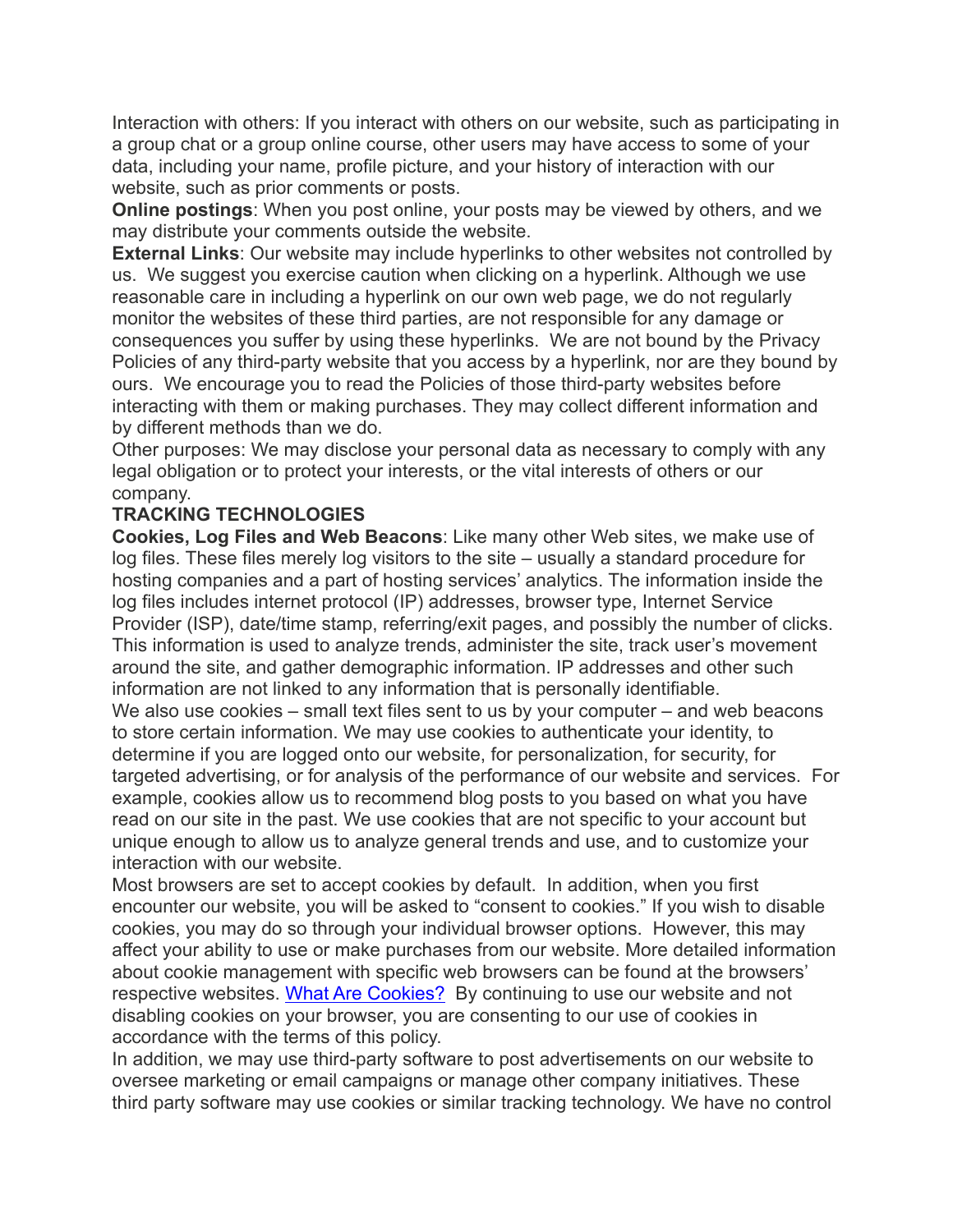Interaction with others: If you interact with others on our website, such as participating in a group chat or a group online course, other users may have access to some of your data, including your name, profile picture, and your history of interaction with our website, such as prior comments or posts.

**Online postings**: When you post online, your posts may be viewed by others, and we may distribute your comments outside the website.

**External Links**: Our website may include hyperlinks to other websites not controlled by us. We suggest you exercise caution when clicking on a hyperlink. Although we use reasonable care in including a hyperlink on our own web page, we do not regularly monitor the websites of these third parties, are not responsible for any damage or consequences you suffer by using these hyperlinks. We are not bound by the Privacy Policies of any third-party website that you access by a hyperlink, nor are they bound by ours. We encourage you to read the Policies of those third-party websites before interacting with them or making purchases. They may collect different information and by different methods than we do.

Other purposes: We may disclose your personal data as necessary to comply with any legal obligation or to protect your interests, or the vital interests of others or our company.

**TRACKING TECHNOLOGIES**

**Cookies, Log Files and Web Beacons**: Like many other Web sites, we make use of log files. These files merely log visitors to the site – usually a standard procedure for hosting companies and a part of hosting services' analytics. The information inside the log files includes internet protocol (IP) addresses, browser type, Internet Service Provider (ISP), date/time stamp, referring/exit pages, and possibly the number of clicks. This information is used to analyze trends, administer the site, track user's movement around the site, and gather demographic information. IP addresses and other such information are not linked to any information that is personally identifiable.

We also use cookies – small text files sent to us by your computer – and web beacons to store certain information. We may use cookies to authenticate your identity, to determine if you are logged onto our website, for personalization, for security, for targeted advertising, or for analysis of the performance of our website and services. For example, cookies allow us to recommend blog posts to you based on what you have read on our site in the past. We use cookies that are not specific to your account but unique enough to allow us to analyze general trends and use, and to customize your interaction with our website.

Most browsers are set to accept cookies by default. In addition, when you first encounter our website, you will be asked to "consent to cookies." If you wish to disable cookies, you may do so through your individual browser options. However, this may affect your ability to use or make purchases from our website. More detailed information about cookie management with specific web browsers can be found at the browsers' respective websites. [What Are Cookies?](#) By continuing to use our website and not disabling cookies on your browser, you are consenting to our use of cookies in accordance with the terms of this policy.

In addition, we may use third-party software to post advertisements on our website to oversee marketing or email campaigns or manage other company initiatives. These third party software may use cookies or similar tracking technology. We have no control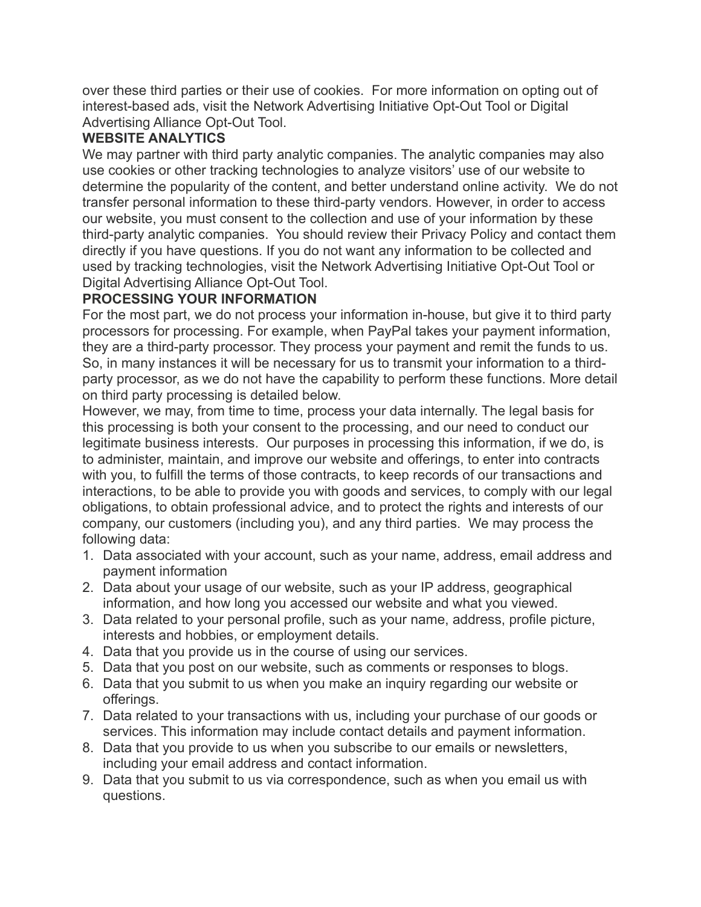over these third parties or their use of cookies. For more information on opting out of interest-based ads, visit the Network Advertising Initiative Opt-Out Tool or Digital Advertising Alliance Opt-Out Tool.

**WEBSITE ANALYTICS**

We may partner with third party analytic companies. The analytic companies may also use cookies or other tracking technologies to analyze visitors' use of our website to determine the popularity of the content, and better understand online activity. We do not transfer personal information to these third-party vendors. However, in order to access our website, you must consent to the collection and use of your information by these third-party analytic companies. You should review their Privacy Policy and contact them directly if you have questions. If you do not want any information to be collected and used by tracking technologies, visit the Network Advertising Initiative Opt-Out Tool or Digital Advertising Alliance Opt-Out Tool.

**PROCESSING YOUR INFORMATION**

For the most part, we do not process your information in-house, but give it to third party processors for processing. For example, when PayPal takes your payment information, they are a third-party processor. They process your payment and remit the funds to us. So, in many instances it will be necessary for us to transmit your information to a third-party processor, as we do not have the capability to perform these functions. More detail on third party processing is detailed below.

However, we may, from time to time, process your data internally. The legal basis for this processing is both your consent to the processing, and our need to conduct our legitimate business interests. Our purposes in processing this information, if we do, is to administer, maintain, and improve our website and offerings, to enter into contracts with you, to fulfill the terms of those contracts, to keep records of our transactions and interactions, to be able to provide you with goods and services, to comply with our legal obligations, to obtain professional advice, and to protect the rights and interests of our company, our customers (including you), and any third parties. We may process the following data:

1. Data associated with your account, such as your name, address, email address and payment information
2. Data about your usage of our website, such as your IP address, geographical information, and how long you accessed our website and what you viewed.
3. Data related to your personal profile, such as your name, address, profile picture, interests and hobbies, or employment details.
4. Data that you provide us in the course of using our services.
5. Data that you post on our website, such as comments or responses to blogs.
6. Data that you submit to us when you make an inquiry regarding our website or offerings.
7. Data related to your transactions with us, including your purchase of our goods or services. This information may include contact details and payment information.
8. Data that you provide to us when you subscribe to our emails or newsletters, including your email address and contact information.
9. Data that you submit to us via correspondence, such as when you email us with questions.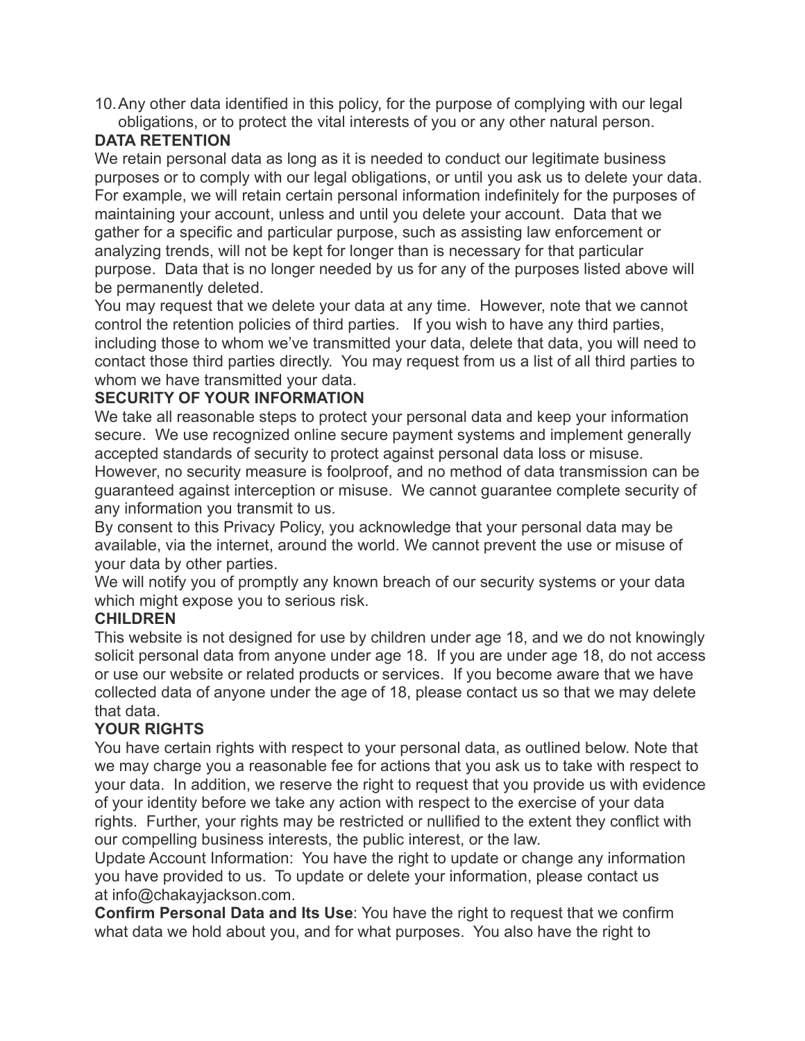10. Any other data identified in this policy, for the purpose of complying with our legal obligations, or to protect the vital interests of you or any other natural person.

**DATA RETENTION**

We retain personal data as long as it is needed to conduct our legitimate business purposes or to comply with our legal obligations, or until you ask us to delete your data. For example, we will retain certain personal information indefinitely for the purposes of maintaining your account, unless and until you delete your account. Data that we gather for a specific and particular purpose, such as assisting law enforcement or analyzing trends, will not be kept for longer than is necessary for that particular purpose. Data that is no longer needed by us for any of the purposes listed above will be permanently deleted.

You may request that we delete your data at any time. However, note that we cannot control the retention policies of third parties. If you wish to have any third parties, including those to whom we've transmitted your data, delete that data, you will need to contact those third parties directly. You may request from us a list of all third parties to whom we have transmitted your data.

**SECURITY OF YOUR INFORMATION**

We take all reasonable steps to protect your personal data and keep your information secure. We use recognized online secure payment systems and implement generally accepted standards of security to protect against personal data loss or misuse. However, no security measure is foolproof, and no method of data transmission can be guaranteed against interception or misuse. We cannot guarantee complete security of any information you transmit to us.

By consent to this Privacy Policy, you acknowledge that your personal data may be available, via the internet, around the world. We cannot prevent the use or misuse of your data by other parties.

We will notify you of promptly any known breach of our security systems or your data which might expose you to serious risk.

**CHILDREN**

This website is not designed for use by children under age 18, and we do not knowingly solicit personal data from anyone under age 18. If you are under age 18, do not access or use our website or related products or services. If you become aware that we have collected data of anyone under the age of 18, please contact us so that we may delete that data.

**YOUR RIGHTS**

You have certain rights with respect to your personal data, as outlined below. Note that we may charge you a reasonable fee for actions that you ask us to take with respect to your data. In addition, we reserve the right to request that you provide us with evidence of your identity before we take any action with respect to the exercise of your data rights. Further, your rights may be restricted or nullified to the extent they conflict with our compelling business interests, the public interest, or the law.

Update Account Information: You have the right to update or change any information you have provided to us. To update or delete your information, please contact us at info@chakayjackson.com.

**Confirm Personal Data and Its Use**: You have the right to request that we confirm what data we hold about you, and for what purposes. You also have the right to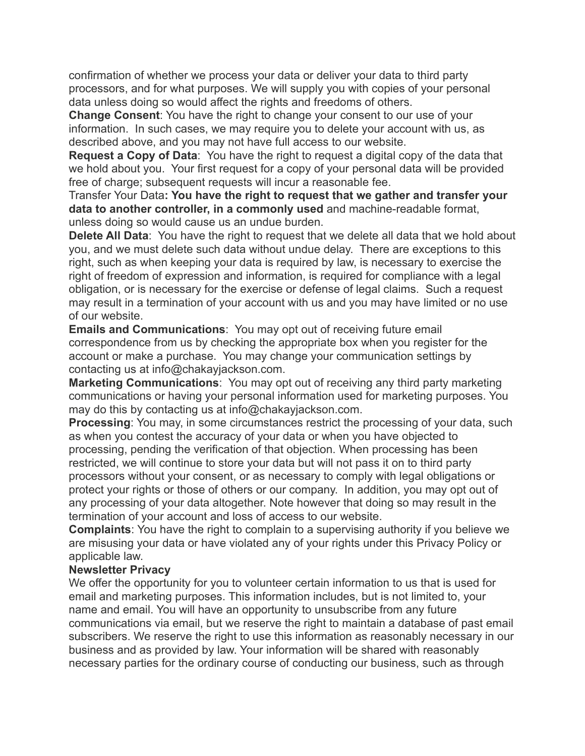confirmation of whether we process your data or deliver your data to third party processors, and for what purposes. We will supply you with copies of your personal data unless doing so would affect the rights and freedoms of others.

**Change Consent**: You have the right to change your consent to our use of your information. In such cases, we may require you to delete your account with us, as described above, and you may not have full access to our website.

**Request a Copy of Data**: You have the right to request a digital copy of the data that we hold about you. Your first request for a copy of your personal data will be provided free of charge; subsequent requests will incur a reasonable fee.

Transfer Your Data**: You have the right to request that we gather and transfer your data to another controller, in a commonly used** and machine-readable format, unless doing so would cause us an undue burden.

**Delete All Data**: You have the right to request that we delete all data that we hold about you, and we must delete such data without undue delay. There are exceptions to this right, such as when keeping your data is required by law, is necessary to exercise the right of freedom of expression and information, is required for compliance with a legal obligation, or is necessary for the exercise or defense of legal claims. Such a request may result in a termination of your account with us and you may have limited or no use of our website.

**Emails and Communications**: You may opt out of receiving future email correspondence from us by checking the appropriate box when you register for the account or make a purchase. You may change your communication settings by contacting us at info@chakayjackson.com.

**Marketing Communications**: You may opt out of receiving any third party marketing communications or having your personal information used for marketing purposes. You may do this by contacting us at info@chakayjackson.com.

**Processing**: You may, in some circumstances restrict the processing of your data, such as when you contest the accuracy of your data or when you have objected to processing, pending the verification of that objection. When processing has been restricted, we will continue to store your data but will not pass it on to third party processors without your consent, or as necessary to comply with legal obligations or protect your rights or those of others or our company. In addition, you may opt out of any processing of your data altogether. Note however that doing so may result in the termination of your account and loss of access to our website.

**Complaints**: You have the right to complain to a supervising authority if you believe we are misusing your data or have violated any of your rights under this Privacy Policy or applicable law.

**Newsletter Privacy**

We offer the opportunity for you to volunteer certain information to us that is used for email and marketing purposes. This information includes, but is not limited to, your name and email. You will have an opportunity to unsubscribe from any future communications via email, but we reserve the right to maintain a database of past email subscribers. We reserve the right to use this information as reasonably necessary in our business and as provided by law. Your information will be shared with reasonably necessary parties for the ordinary course of conducting our business, such as through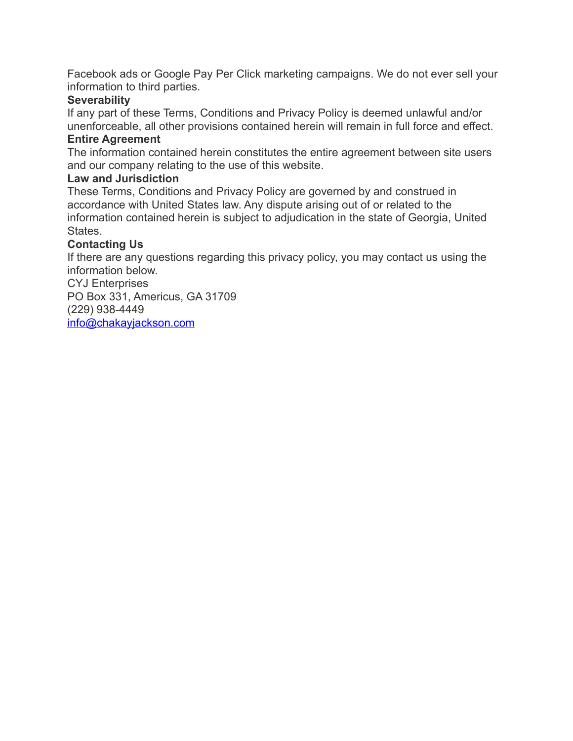Facebook ads or Google Pay Per Click marketing campaigns. We do not ever sell your information to third parties.

**Severability**

If any part of these Terms, Conditions and Privacy Policy is deemed unlawful and/or unenforceable, all other provisions contained herein will remain in full force and effect.

**Entire Agreement**

The information contained herein constitutes the entire agreement between site users and our company relating to the use of this website.

**Law and Jurisdiction**

These Terms, Conditions and Privacy Policy are governed by and construed in accordance with United States law. Any dispute arising out of or related to the information contained herein is subject to adjudication in the state of Georgia, United States.

**Contacting Us**

If there are any questions regarding this privacy policy, you may contact us using the information below.

CYJ Enterprises
PO Box 331, Americus, GA 31709
(229) 938-4449
info@chakayjackson.com